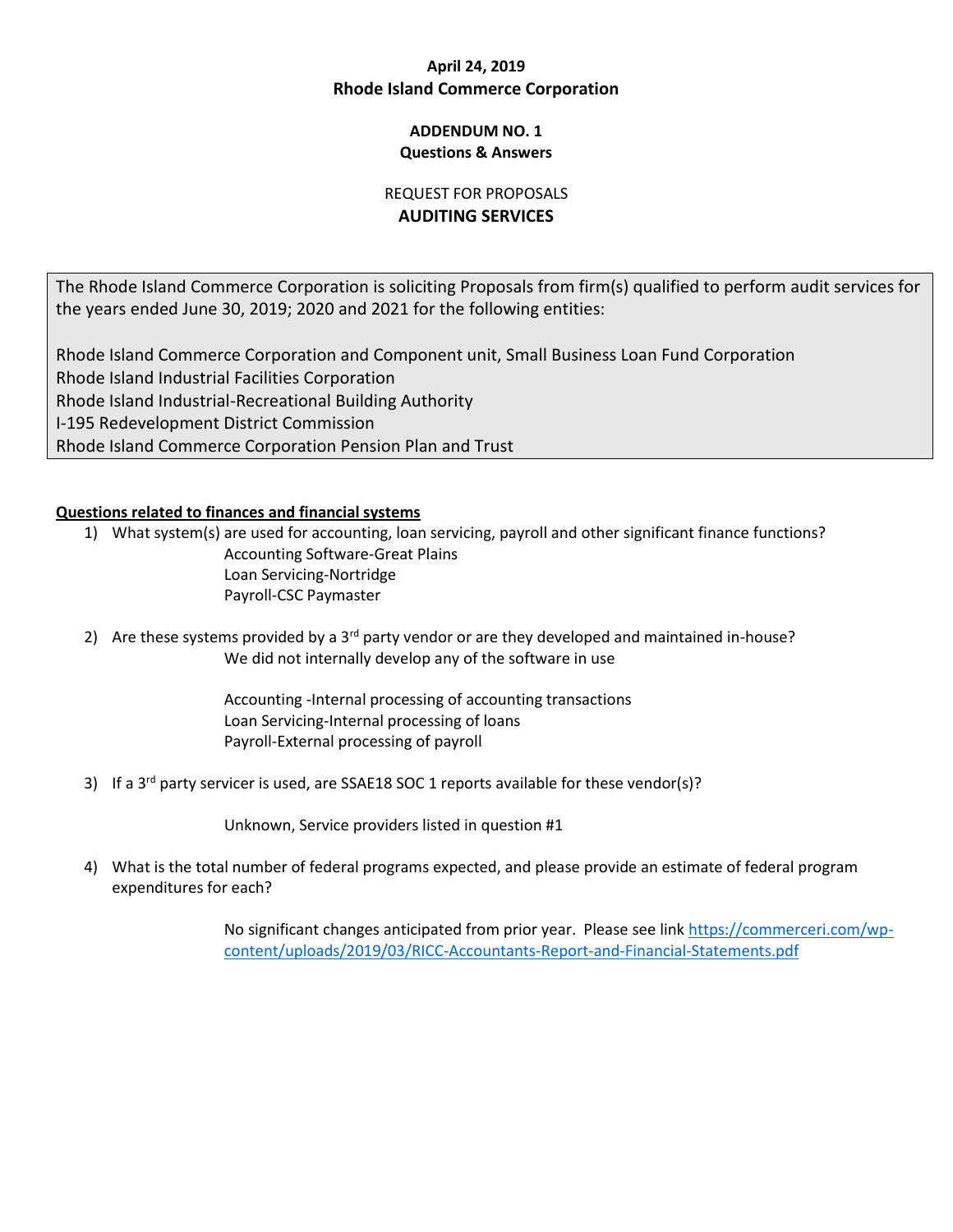**April 24, 2019**

**Rhode Island Commerce Corporation**

**ADDENDUM NO. 1**

**Questions & Answers**

REQUEST FOR PROPOSALS

**AUDITING SERVICES**

The Rhode Island Commerce Corporation is soliciting Proposals from firm(s) qualified to perform audit services for the years ended June 30, 2019; 2020 and 2021 for the following entities:

Rhode Island Commerce Corporation and Component unit, Small Business Loan Fund Corporation
Rhode Island Industrial Facilities Corporation
Rhode Island Industrial-Recreational Building Authority
I-195 Redevelopment District Commission
Rhode Island Commerce Corporation Pension Plan and Trust

**Questions related to finances and financial systems**

1) What system(s) are used for accounting, loan servicing, payroll and other significant finance functions?

   Accounting Software-Great Plains
   Loan Servicing-Nortridge
   Payroll-CSC Paymaster

2) Are these systems provided by a 3rd party vendor or are they developed and maintained in-house?

   We did not internally develop any of the software in use

   Accounting -Internal processing of accounting transactions
   Loan Servicing-Internal processing of loans
   Payroll-External processing of payroll

3) If a 3rd party servicer is used, are SSAE18 SOC 1 reports available for these vendor(s)?

   Unknown, Service providers listed in question #1

4) What is the total number of federal programs expected, and please provide an estimate of federal program expenditures for each?

   No significant changes anticipated from prior year. Please see link [https://commerceri.com/wp-content/uploads/2019/03/RICC-Accountants-Report-and-Financial-Statements.pdf](https://commerceri.com/wp-content/uploads/2019/03/RICC-Accountants-Report-and-Financial-Statements.pdf)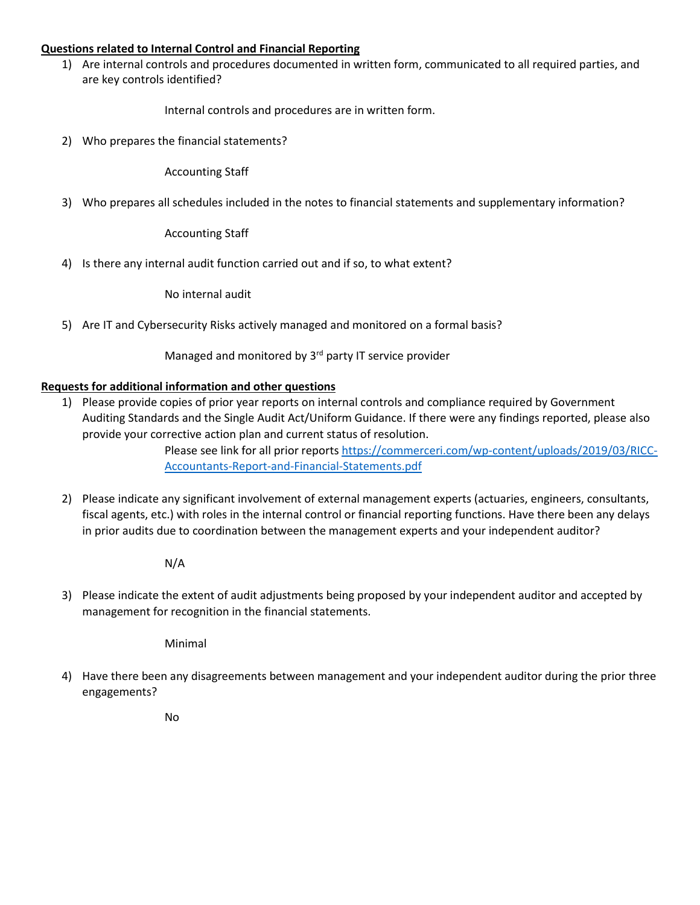**Questions related to Internal Control and Financial Reporting**

1) Are internal controls and procedures documented in written form, communicated to all required parties, and are key controls identified?

   Internal controls and procedures are in written form.

2) Who prepares the financial statements?

   Accounting Staff

3) Who prepares all schedules included in the notes to financial statements and supplementary information?

   Accounting Staff

4) Is there any internal audit function carried out and if so, to what extent?

   No internal audit

5) Are IT and Cybersecurity Risks actively managed and monitored on a formal basis?

   Managed and monitored by 3rd party IT service provider

**Requests for additional information and other questions**

1) Please provide copies of prior year reports on internal controls and compliance required by Government Auditing Standards and the Single Audit Act/Uniform Guidance. If there were any findings reported, please also provide your corrective action plan and current status of resolution.

   Please see link for all prior reports [https://commerceri.com/wp-content/uploads/2019/03/RICC-Accountants-Report-and-Financial-Statements.pdf](https://commerceri.com/wp-content/uploads/2019/03/RICC-Accountants-Report-and-Financial-Statements.pdf)

2) Please indicate any significant involvement of external management experts (actuaries, engineers, consultants, fiscal agents, etc.) with roles in the internal control or financial reporting functions. Have there been any delays in prior audits due to coordination between the management experts and your independent auditor?

   N/A

3) Please indicate the extent of audit adjustments being proposed by your independent auditor and accepted by management for recognition in the financial statements.

   Minimal

4) Have there been any disagreements between management and your independent auditor during the prior three engagements?

   No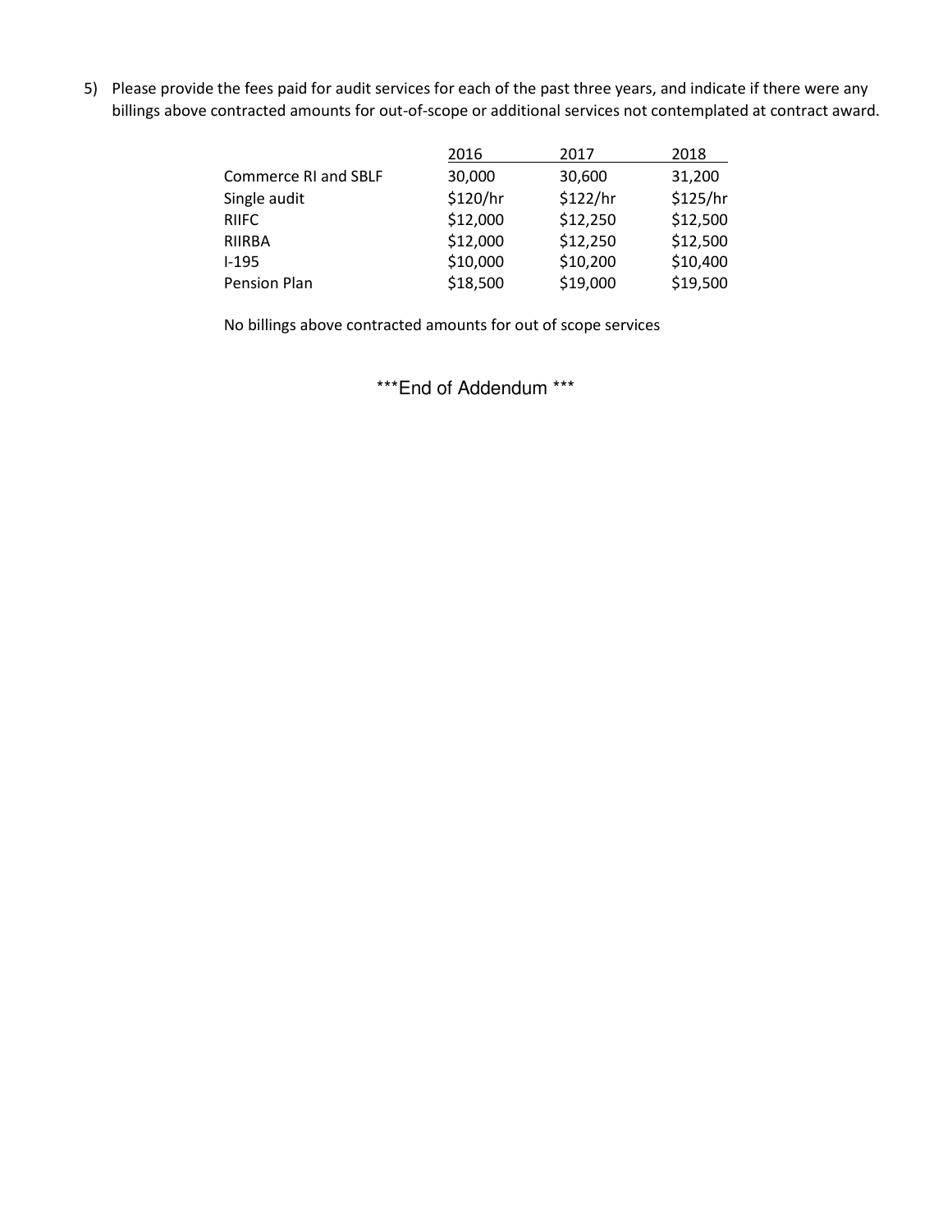5) Please provide the fees paid for audit services for each of the past three years, and indicate if there were any billings above contracted amounts for out-of-scope or additional services not contemplated at contract award.

| | 2016 | 2017 | 2018 |
|---|---|---|---|
| Commerce RI and SBLF | 30,000 | 30,600 | 31,200 |
| Single audit | $120/hr | $122/hr | $125/hr |
| RIIFC | $12,000 | $12,250 | $12,500 |
| RIIRBA | $12,000 | $12,250 | $12,500 |
| I-195 | $10,000 | $10,200 | $10,400 |
| Pension Plan | $18,500 | $19,000 | $19,500 |

No billings above contracted amounts for out of scope services

***End of Addendum ***